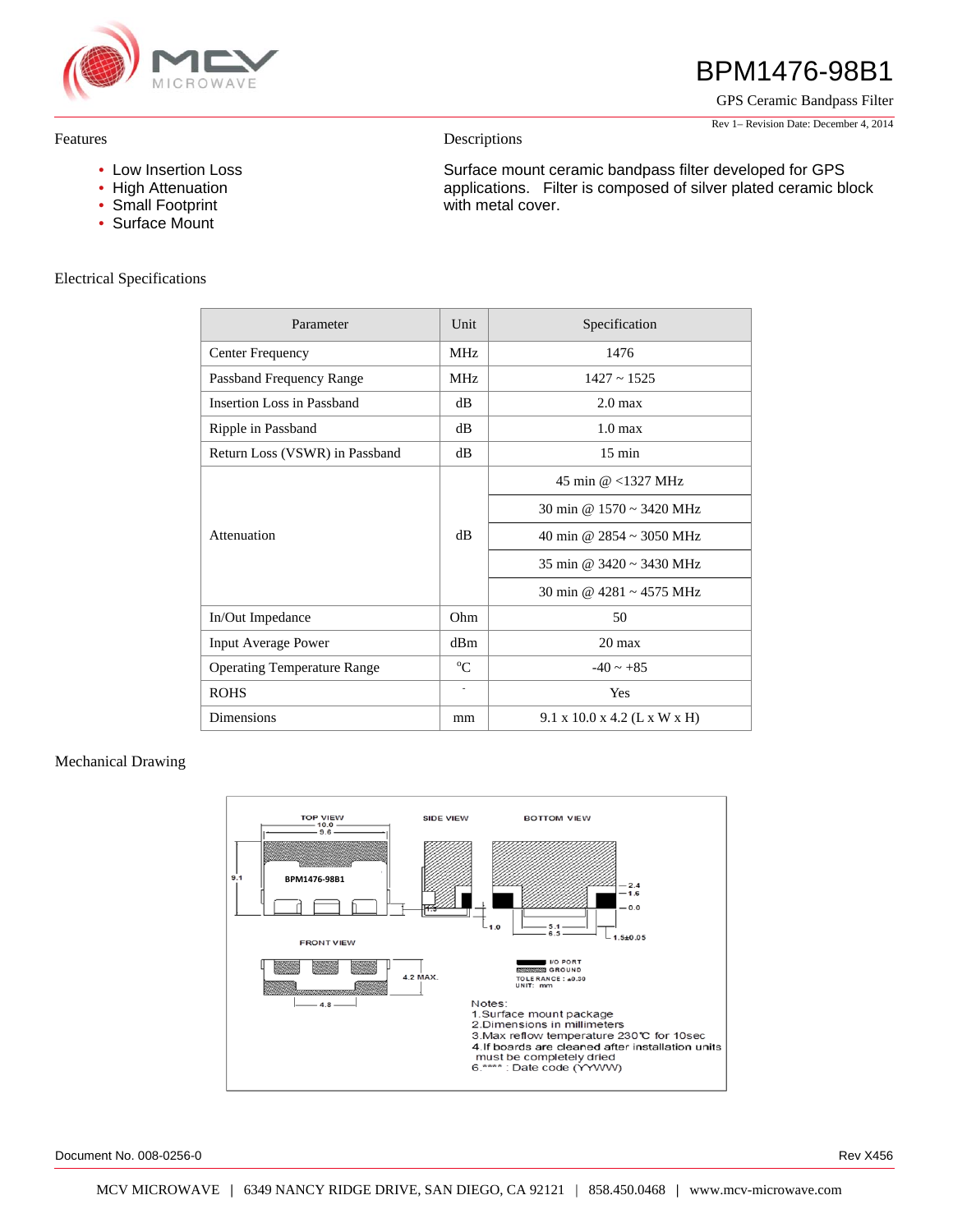# BPM1476-98B1

GPS Ceramic Bandpass Filter

Rev 1– Revision Date: December 4, 2014

## Features

- Low Insertion Loss
- High Attenuation
- Small Footprint
- Surface Mount

## Descriptions

Surface mount ceramic bandpass filter developed for GPS applications. Filter is composed of silver plated ceramic block with metal cover.

## Electrical Specifications

| Parameter | Unit | Specification |
|---|---|---|
| Center Frequency | MHz | 1476 |
| Passband Frequency Range | MHz | 1427 ~ 1525 |
| Insertion Loss in Passband | dB | 2.0 max |
| Ripple in Passband | dB | 1.0 max |
| Return Loss (VSWR) in Passband | dB | 15 min |
| Attenuation | dB | 45 min @ <1327 MHz |
| | | 30 min @ 1570 ~ 3420 MHz |
| | | 40 min @ 2854 ~ 3050 MHz |
| | | 35 min @ 3420 ~ 3430 MHz |
| | | 30 min @ 4281 ~ 4575 MHz |
| In/Out Impedance | Ohm | 50 |
| Input Average Power | dBm | 20 max |
| Operating Temperature Range | °C | -40 ~ +85 |
| ROHS | - | Yes |
| Dimensions | mm | 9.1 x 10.0 x 4.2 (L x W x H) |

## Mechanical Drawing

TOP VIEW — 10.0, 9.6, 9.1, BPM1476-98B1

SIDE VIEW — 1.5, 1.0

BOTTOM VIEW — 2.4, 1.6, 0.0, 5.1, 6.5, 1.5±0.05

FRONT VIEW — 4.2 MAX., 4.8

I/O PORT
GROUND
TOLERANCE : ±0.30
UNIT: mm

Notes:
1.Surface mount package
2.Dimensions in millimeters
3.Max reflow temperature 230℃ for 10sec
4.If boards are cleaned after installation units must be completely dried
6.**** : Date code (YYWW)

Document No. 008-0256-0

Rev X456

MCV MICROWAVE | 6349 NANCY RIDGE DRIVE, SAN DIEGO, CA 92121 | 858.450.0468 | www.mcv-microwave.com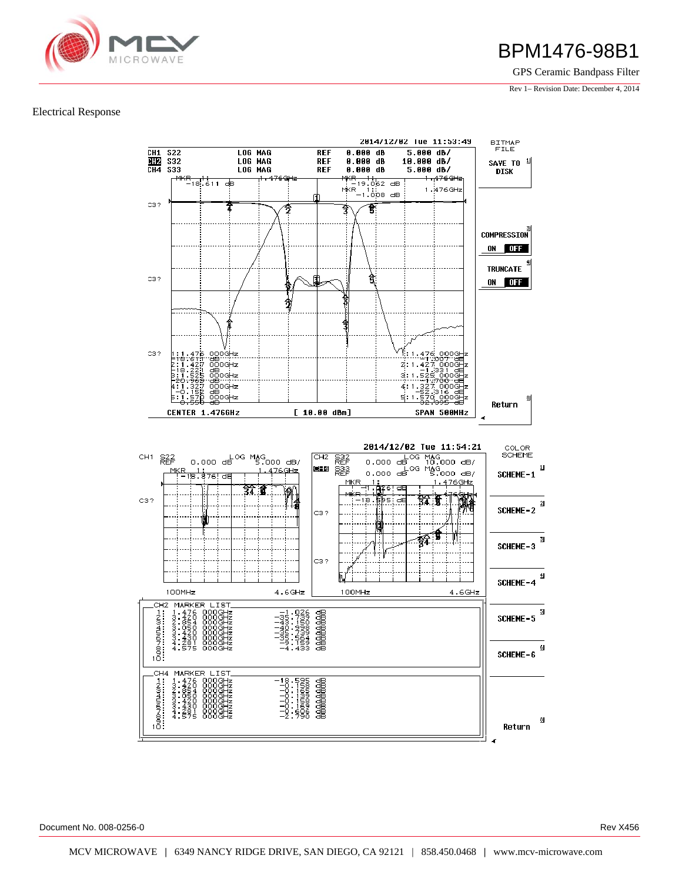# BPM1476-98B1

GPS Ceramic Bandpass Filter

Rev 1– Revision Date: December 4, 2014

Electrical Response

2014/12/02 Tue 11:53:49

CH1 S22 LOG MAG REF 0.000 dB 5.000 dB/
CH2 S32 LOG MAG REF 0.000 dB 10.000 dB/
CH4 S33 LOG MAG REF 0.000 dB 5.000 dB/

MKR 1: 1.476GHz −18.611 dB
MKR 1: 1.476GHz −19.062 dB
MKR 1: 1.476GHz −1.008 dB

1:1.476 000GHz −18.611 dB
2:1.427 000GHz −18.221 dB
3:1.525 000GHz −20.969 dB
4:1.327 000GHz −0.152 dB
5:1.570 000GHz −0.550 dB

1:1.476 000GHz −1.007 dB
2:1.427 000GHz −1.331 dB
3:1.525 000GHz −1.700 dB
4:1.327 000GHz −52.316 dB
5:1.570 000GHz −32.995 dB

CENTER 1.476GHz [ 10.00 dBm] SPAN 500MHz

BITMAP FILE
SAVE TO DISK
COMPRESSION ON OFF
TRUNCATE ON OFF
Return

2014/12/02 Tue 11:54:21

CH1 S22 LOG MAG REF 0.000 dB 5.000 dB/
MKR 1: 1.476GHz −18.876 dB
100MHz 4.6GHz

CH2 S32 LOG MAG REF 0.000 dB 10.000 dB/
CH4 S33 LOG MAG REF 0.000 dB 5.000 dB/
MKR 1: 1.476GHz −1.026 dB
MKR 1: 1.476GHz −18.595 dB
100MHz 4.6GHz

CH2 MARKER LIST

| | | |
|---|---|---|
| 1: | 1.476 000GHz | −1.026 dB |
| 2: | 3.420 000GHz | −35.739 dB |
| 3: | 2.854 000GHz | −43.150 dB |
| 4: | 3.050 000GHz | −40.998 dB |
| 5: | 3.420 000GHz | −35.739 dB |
| 6: | 3.430 000GHz | −35.564 dB |
| 7: | 4.281 000GHz | −9.159 dB |
| 8: | 4.575 000GHz | −4.433 dB |
| 9: | | |
| 10: | | |

CH4 MARKER LIST

| | | |
|---|---|---|
| 1: | 1.476 000GHz | −18.595 dB |
| 2: | 3.420 000GHz | −0.158 dB |
| 3: | 2.854 000GHz | −0.165 dB |
| 4: | 3.050 000GHz | −0.109 dB |
| 5: | 3.420 000GHz | −0.158 dB |
| 6: | 3.430 000GHz | −0.169 dB |
| 7: | 4.281 000GHz | −0.606 dB |
| 8: | 4.575 000GHz | −2.790 dB |
| 9: | | |
| 10: | | |

COLOR SCHEME
SCHEME-1
SCHEME-2
SCHEME-3
SCHEME-4
SCHEME-5
SCHEME-6
Return

Document No. 008-0256-0 Rev X456

MCV MICROWAVE | 6349 NANCY RIDGE DRIVE, SAN DIEGO, CA 92121 | 858.450.0468 | www.mcv-microwave.com